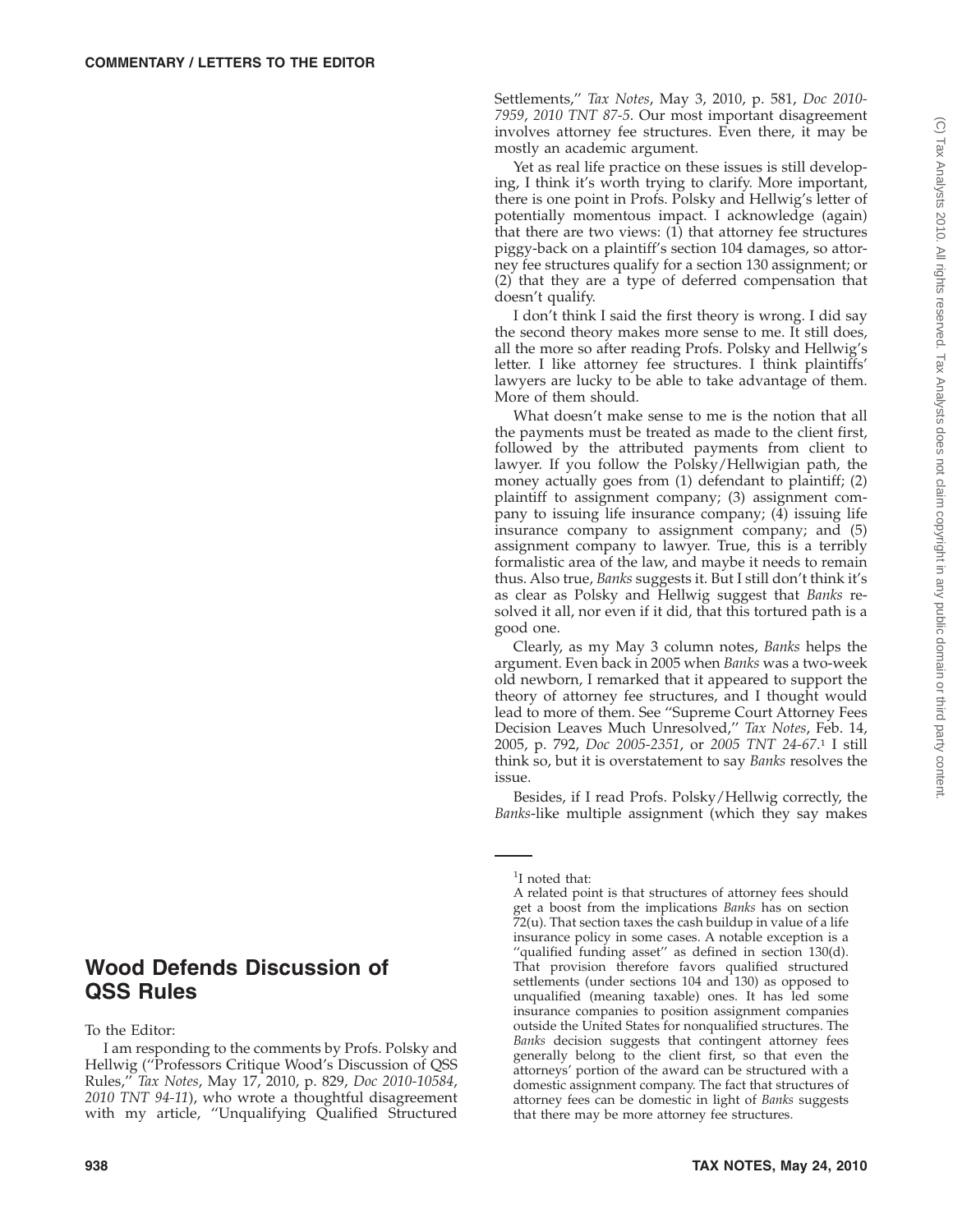## Wood Defends Discussion of QSS Rules

To the Editor:

I am responding to the comments by Profs. Polsky and Hellwig (''Professors Critique Wood's Discussion of QSS Rules,'' *Tax Notes*, May 17, 2010, p. 829, *Doc 2010-10584*, *2010 TNT 94-11*), who wrote a thoughtful disagreement with my article, ''Unqualifying Qualified Structured Settlements,'' *Tax Notes*, May 3, 2010, p. 581, *Doc 2010-7959*, *2010 TNT 87-5*. Our most important disagreement involves attorney fee structures. Even there, it may be mostly an academic argument.

Yet as real life practice on these issues is still developing, I think it's worth trying to clarify. More important, there is one point in Profs. Polsky and Hellwig's letter of potentially momentous impact. I acknowledge (again) that there are two views: (1) that attorney fee structures piggy-back on a plaintiff's section 104 damages, so attorney fee structures qualify for a section 130 assignment; or (2) that they are a type of deferred compensation that doesn't qualify.

I don't think I said the first theory is wrong. I did say the second theory makes more sense to me. It still does, all the more so after reading Profs. Polsky and Hellwig's letter. I like attorney fee structures. I think plaintiffs' lawyers are lucky to be able to take advantage of them. More of them should.

What doesn't make sense to me is the notion that all the payments must be treated as made to the client first, followed by the attributed payments from client to lawyer. If you follow the Polsky/Hellwigian path, the money actually goes from (1) defendant to plaintiff; (2) plaintiff to assignment company; (3) assignment company to issuing life insurance company; (4) issuing life insurance company to assignment company; and (5) assignment company to lawyer. True, this is a terribly formalistic area of the law, and maybe it needs to remain thus. Also true, *Banks* suggests it. But I still don't think it's as clear as Polsky and Hellwig suggest that *Banks* resolved it all, nor even if it did, that this tortured path is a good one.

Clearly, as my May 3 column notes, *Banks* helps the argument. Even back in 2005 when *Banks* was a two-week old newborn, I remarked that it appeared to support the theory of attorney fee structures, and I thought would lead to more of them. See ''Supreme Court Attorney Fees Decision Leaves Much Unresolved,'' *Tax Notes*, Feb. 14, 2005, p. 792, *Doc 2005-2351*, or *2005 TNT 24-67*.[1] I still think so, but it is overstatement to say *Banks* resolves the issue.

Besides, if I read Profs. Polsky/Hellwig correctly, the *Banks*-like multiple assignment (which they say makes

---

[1] I noted that:

A related point is that structures of attorney fees should get a boost from the implications *Banks* has on section 72(u). That section taxes the cash buildup in value of a life insurance policy in some cases. A notable exception is a ''qualified funding asset'' as defined in section 130(d). That provision therefore favors qualified structured settlements (under sections 104 and 130) as opposed to unqualified (meaning taxable) ones. It has led some insurance companies to position assignment companies outside the United States for nonqualified structures. The *Banks* decision suggests that contingent attorney fees generally belong to the client first, so that even the attorneys' portion of the award can be structured with a domestic assignment company. The fact that structures of attorney fees can be domestic in light of *Banks* suggests that there may be more attorney fee structures.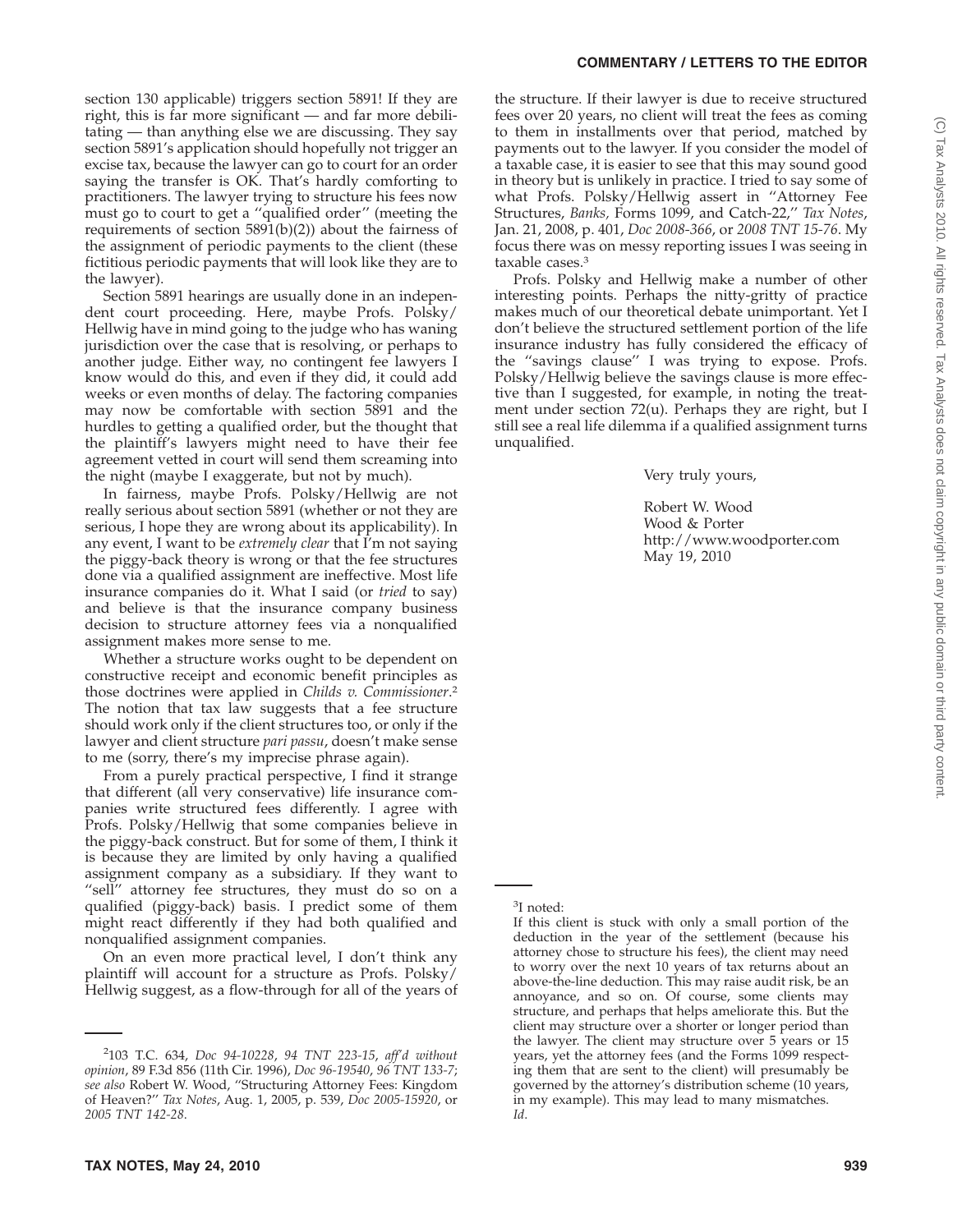section 130 applicable) triggers section 5891! If they are right, this is far more significant — and far more debilitating — than anything else we are discussing. They say section 5891's application should hopefully not trigger an excise tax, because the lawyer can go to court for an order saying the transfer is OK. That's hardly comforting to practitioners. The lawyer trying to structure his fees now must go to court to get a ''qualified order'' (meeting the requirements of section 5891(b)(2)) about the fairness of the assignment of periodic payments to the client (these fictitious periodic payments that will look like they are to the lawyer).

Section 5891 hearings are usually done in an independent court proceeding. Here, maybe Profs. Polsky/Hellwig have in mind going to the judge who has waning jurisdiction over the case that is resolving, or perhaps to another judge. Either way, no contingent fee lawyers I know would do this, and even if they did, it could add weeks or even months of delay. The factoring companies may now be comfortable with section 5891 and the hurdles to getting a qualified order, but the thought that the plaintiff's lawyers might need to have their fee agreement vetted in court will send them screaming into the night (maybe I exaggerate, but not by much).

In fairness, maybe Profs. Polsky/Hellwig are not really serious about section 5891 (whether or not they are serious, I hope they are wrong about its applicability). In any event, I want to be *extremely clear* that I'm not saying the piggy-back theory is wrong or that the fee structures done via a qualified assignment are ineffective. Most life insurance companies do it. What I said (or *tried* to say) and believe is that the insurance company business decision to structure attorney fees via a nonqualified assignment makes more sense to me.

Whether a structure works ought to be dependent on constructive receipt and economic benefit principles as those doctrines were applied in *Childs v. Commissioner*.[2] The notion that tax law suggests that a fee structure should work only if the client structures too, or only if the lawyer and client structure *pari passu*, doesn't make sense to me (sorry, there's my imprecise phrase again).

From a purely practical perspective, I find it strange that different (all very conservative) life insurance companies write structured fees differently. I agree with Profs. Polsky/Hellwig that some companies believe in the piggy-back construct. But for some of them, I think it is because they are limited by only having a qualified assignment company as a subsidiary. If they want to ''sell'' attorney fee structures, they must do so on a qualified (piggy-back) basis. I predict some of them might react differently if they had both qualified and nonqualified assignment companies.

On an even more practical level, I don't think any plaintiff will account for a structure as Profs. Polsky/Hellwig suggest, as a flow-through for all of the years of the structure. If their lawyer is due to receive structured fees over 20 years, no client will treat the fees as coming to them in installments over that period, matched by payments out to the lawyer. If you consider the model of a taxable case, it is easier to see that this may sound good in theory but is unlikely in practice. I tried to say some of what Profs. Polsky/Hellwig assert in ''Attorney Fee Structures, *Banks,* Forms 1099, and Catch-22,'' *Tax Notes*, Jan. 21, 2008, p. 401, *Doc 2008-366*, or *2008 TNT 15-76*. My focus there was on messy reporting issues I was seeing in taxable cases.[3]

Profs. Polsky and Hellwig make a number of other interesting points. Perhaps the nitty-gritty of practice makes much of our theoretical debate unimportant. Yet I don't believe the structured settlement portion of the life insurance industry has fully considered the efficacy of the ''savings clause'' I was trying to expose. Profs. Polsky/Hellwig believe the savings clause is more effective than I suggested, for example, in noting the treatment under section 72(u). Perhaps they are right, but I still see a real life dilemma if a qualified assignment turns unqualified.

Very truly yours,

Robert W. Wood
Wood & Porter
http://www.woodporter.com
May 19, 2010

---

[2]103 T.C. 634, *Doc 94-10228*, *94 TNT 223-15*, *aff'd without opinion*, 89 F.3d 856 (11th Cir. 1996), *Doc 96-19540*, *96 TNT 133-7*; *see also* Robert W. Wood, ''Structuring Attorney Fees: Kingdom of Heaven?'' *Tax Notes*, Aug. 1, 2005, p. 539, *Doc 2005-15920*, or *2005 TNT 142-28*.

[3]I noted:

If this client is stuck with only a small portion of the deduction in the year of the settlement (because his attorney chose to structure his fees), the client may need to worry over the next 10 years of tax returns about an above-the-line deduction. This may raise audit risk, be an annoyance, and so on. Of course, some clients may structure, and perhaps that helps ameliorate this. But the client may structure over a shorter or longer period than the lawyer. The client may structure over 5 years or 15 years, yet the attorney fees (and the Forms 1099 respecting them that are sent to the client) will presumably be governed by the attorney's distribution scheme (10 years, in my example). This may lead to many mismatches.
*Id*.